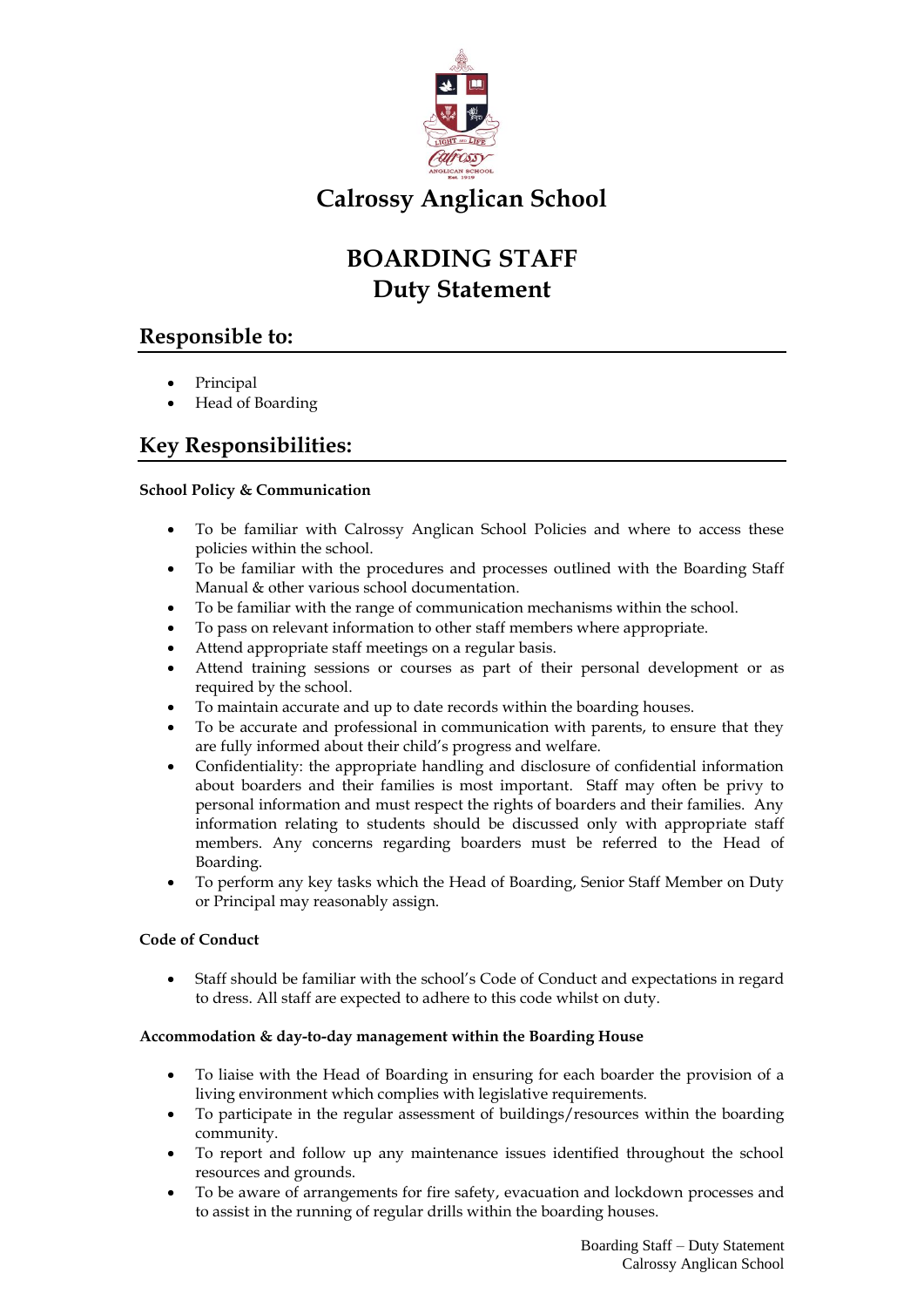# Calrossy Anglican School

# BOARDING STAFF
# Duty Statement

## Responsible to:

- Principal
- Head of Boarding

## Key Responsibilities:

### School Policy & Communication

- To be familiar with Calrossy Anglican School Policies and where to access these policies within the school.
- To be familiar with the procedures and processes outlined with the Boarding Staff Manual & other various school documentation.
- To be familiar with the range of communication mechanisms within the school.
- To pass on relevant information to other staff members where appropriate.
- Attend appropriate staff meetings on a regular basis.
- Attend training sessions or courses as part of their personal development or as required by the school.
- To maintain accurate and up to date records within the boarding houses.
- To be accurate and professional in communication with parents, to ensure that they are fully informed about their child's progress and welfare.
- Confidentiality: the appropriate handling and disclosure of confidential information about boarders and their families is most important. Staff may often be privy to personal information and must respect the rights of boarders and their families. Any information relating to students should be discussed only with appropriate staff members. Any concerns regarding boarders must be referred to the Head of Boarding.
- To perform any key tasks which the Head of Boarding, Senior Staff Member on Duty or Principal may reasonably assign.

### Code of Conduct

- Staff should be familiar with the school's Code of Conduct and expectations in regard to dress. All staff are expected to adhere to this code whilst on duty.

### Accommodation & day-to-day management within the Boarding House

- To liaise with the Head of Boarding in ensuring for each boarder the provision of a living environment which complies with legislative requirements.
- To participate in the regular assessment of buildings/resources within the boarding community.
- To report and follow up any maintenance issues identified throughout the school resources and grounds.
- To be aware of arrangements for fire safety, evacuation and lockdown processes and to assist in the running of regular drills within the boarding houses.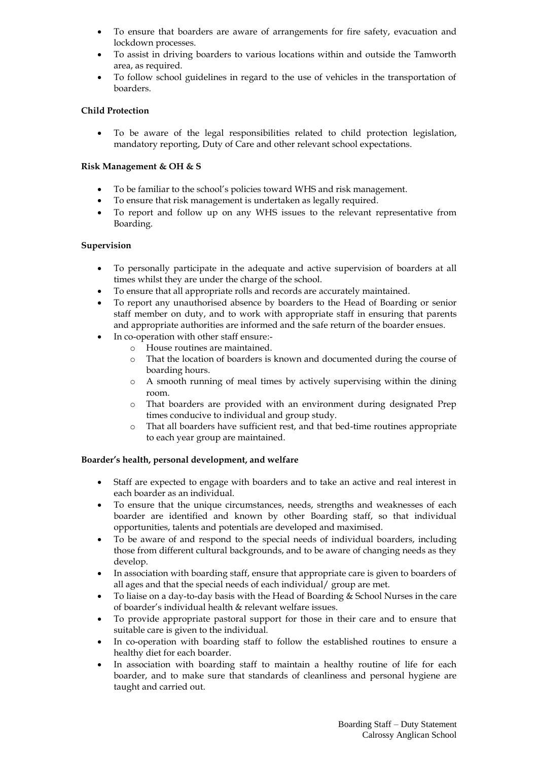- To ensure that boarders are aware of arrangements for fire safety, evacuation and lockdown processes.
- To assist in driving boarders to various locations within and outside the Tamworth area, as required.
- To follow school guidelines in regard to the use of vehicles in the transportation of boarders.

**Child Protection**

- To be aware of the legal responsibilities related to child protection legislation, mandatory reporting, Duty of Care and other relevant school expectations.

**Risk Management & OH & S**

- To be familiar to the school's policies toward WHS and risk management.
- To ensure that risk management is undertaken as legally required.
- To report and follow up on any WHS issues to the relevant representative from Boarding.

**Supervision**

- To personally participate in the adequate and active supervision of boarders at all times whilst they are under the charge of the school.
- To ensure that all appropriate rolls and records are accurately maintained.
- To report any unauthorised absence by boarders to the Head of Boarding or senior staff member on duty, and to work with appropriate staff in ensuring that parents and appropriate authorities are informed and the safe return of the boarder ensues.
- In co-operation with other staff ensure:-
    - House routines are maintained.
    - That the location of boarders is known and documented during the course of boarding hours.
    - A smooth running of meal times by actively supervising within the dining room.
    - That boarders are provided with an environment during designated Prep times conducive to individual and group study.
    - That all boarders have sufficient rest, and that bed-time routines appropriate to each year group are maintained.

**Boarder's health, personal development, and welfare**

- Staff are expected to engage with boarders and to take an active and real interest in each boarder as an individual.
- To ensure that the unique circumstances, needs, strengths and weaknesses of each boarder are identified and known by other Boarding staff, so that individual opportunities, talents and potentials are developed and maximised.
- To be aware of and respond to the special needs of individual boarders, including those from different cultural backgrounds, and to be aware of changing needs as they develop.
- In association with boarding staff, ensure that appropriate care is given to boarders of all ages and that the special needs of each individual/ group are met.
- To liaise on a day-to-day basis with the Head of Boarding & School Nurses in the care of boarder's individual health & relevant welfare issues.
- To provide appropriate pastoral support for those in their care and to ensure that suitable care is given to the individual.
- In co-operation with boarding staff to follow the established routines to ensure a healthy diet for each boarder.
- In association with boarding staff to maintain a healthy routine of life for each boarder, and to make sure that standards of cleanliness and personal hygiene are taught and carried out.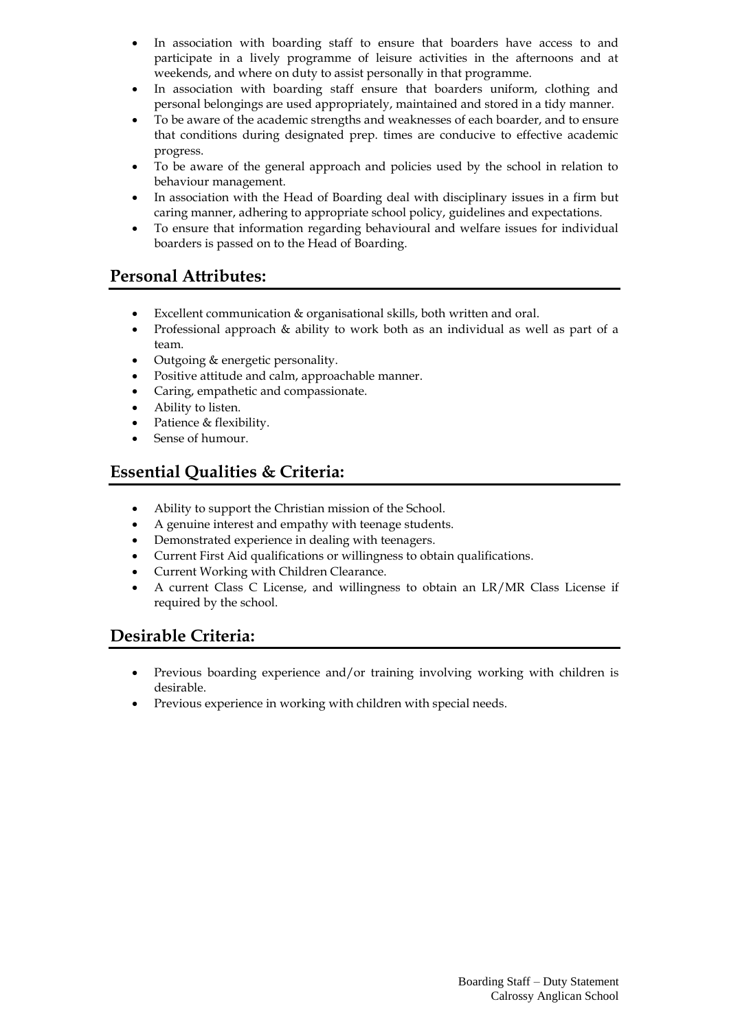- In association with boarding staff to ensure that boarders have access to and participate in a lively programme of leisure activities in the afternoons and at weekends, and where on duty to assist personally in that programme.
- In association with boarding staff ensure that boarders uniform, clothing and personal belongings are used appropriately, maintained and stored in a tidy manner.
- To be aware of the academic strengths and weaknesses of each boarder, and to ensure that conditions during designated prep. times are conducive to effective academic progress.
- To be aware of the general approach and policies used by the school in relation to behaviour management.
- In association with the Head of Boarding deal with disciplinary issues in a firm but caring manner, adhering to appropriate school policy, guidelines and expectations.
- To ensure that information regarding behavioural and welfare issues for individual boarders is passed on to the Head of Boarding.

## Personal Attributes:

- Excellent communication & organisational skills, both written and oral.
- Professional approach & ability to work both as an individual as well as part of a team.
- Outgoing & energetic personality.
- Positive attitude and calm, approachable manner.
- Caring, empathetic and compassionate.
- Ability to listen.
- Patience & flexibility.
- Sense of humour.

## Essential Qualities & Criteria:

- Ability to support the Christian mission of the School.
- A genuine interest and empathy with teenage students.
- Demonstrated experience in dealing with teenagers.
- Current First Aid qualifications or willingness to obtain qualifications.
- Current Working with Children Clearance.
- A current Class C License, and willingness to obtain an LR/MR Class License if required by the school.

## Desirable Criteria:

- Previous boarding experience and/or training involving working with children is desirable.
- Previous experience in working with children with special needs.